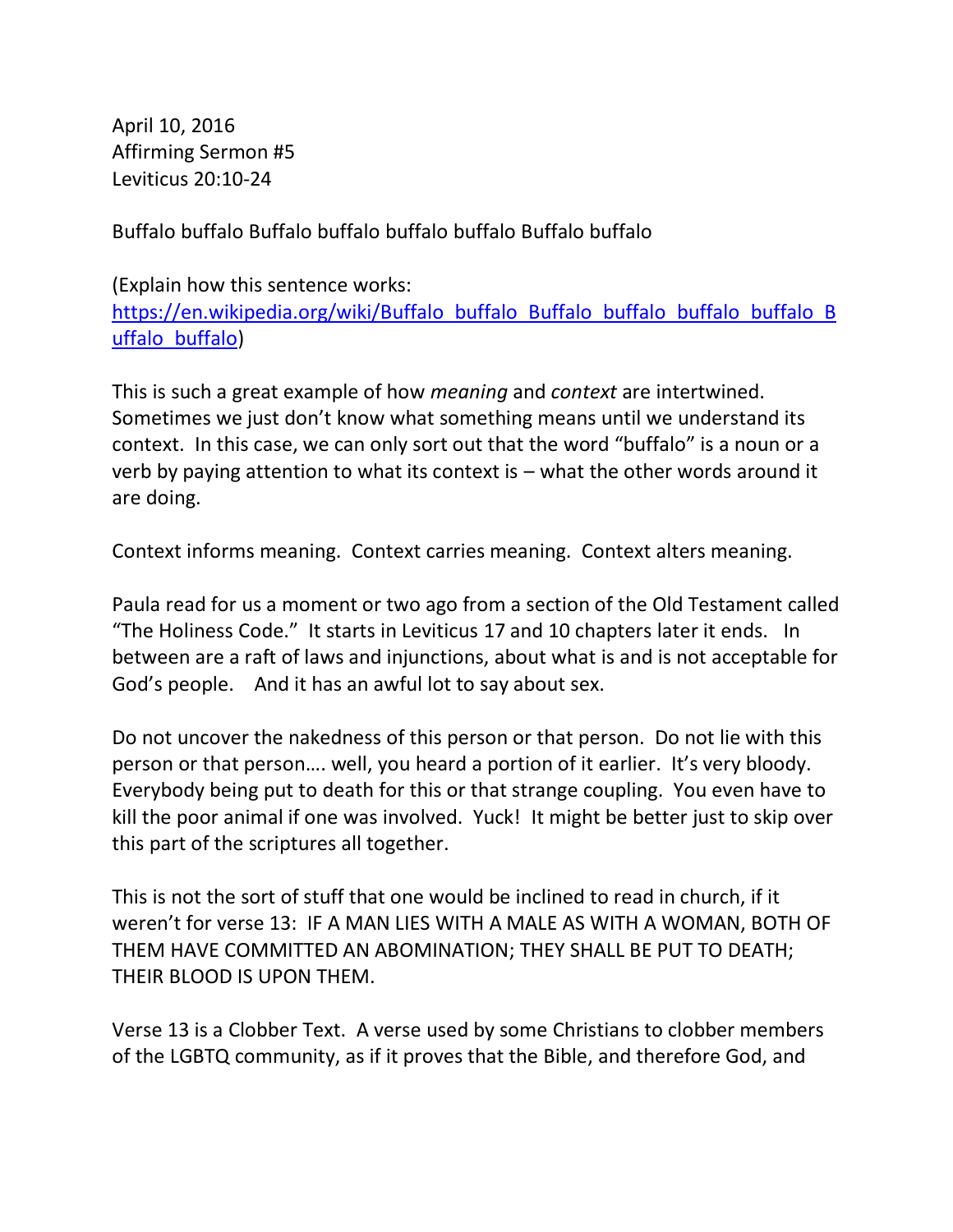April 10, 2016
Affirming Sermon #5
Leviticus 20:10-24

Buffalo buffalo Buffalo buffalo buffalo buffalo Buffalo buffalo

(Explain how this sentence works: [https://en.wikipedia.org/wiki/Buffalo_buffalo_Buffalo_buffalo_buffalo_buffalo_Buffalo_buffalo](https://en.wikipedia.org/wiki/Buffalo_buffalo_Buffalo_buffalo_buffalo_buffalo_Buffalo_buffalo))

This is such a great example of how *meaning* and *context* are intertwined. Sometimes we just don't know what something means until we understand its context. In this case, we can only sort out that the word "buffalo" is a noun or a verb by paying attention to what its context is – what the other words around it are doing.

Context informs meaning. Context carries meaning. Context alters meaning.

Paula read for us a moment or two ago from a section of the Old Testament called "The Holiness Code." It starts in Leviticus 17 and 10 chapters later it ends. In between are a raft of laws and injunctions, about what is and is not acceptable for God's people. And it has an awful lot to say about sex.

Do not uncover the nakedness of this person or that person. Do not lie with this person or that person…. well, you heard a portion of it earlier. It's very bloody. Everybody being put to death for this or that strange coupling. You even have to kill the poor animal if one was involved. Yuck! It might be better just to skip over this part of the scriptures all together.

This is not the sort of stuff that one would be inclined to read in church, if it weren't for verse 13: IF A MAN LIES WITH A MALE AS WITH A WOMAN, BOTH OF THEM HAVE COMMITTED AN ABOMINATION; THEY SHALL BE PUT TO DEATH; THEIR BLOOD IS UPON THEM.

Verse 13 is a Clobber Text. A verse used by some Christians to clobber members of the LGBTQ community, as if it proves that the Bible, and therefore God, and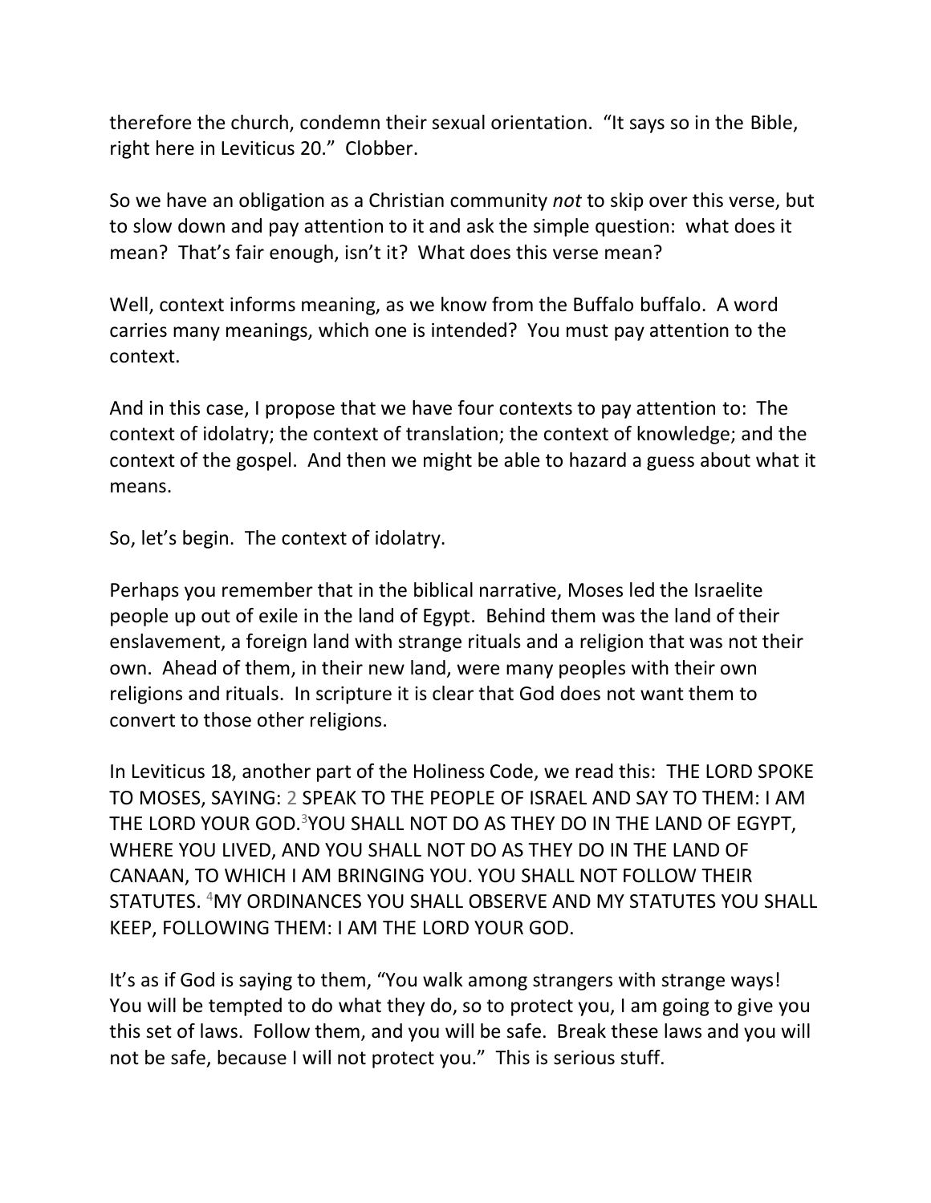therefore the church, condemn their sexual orientation. "It says so in the Bible, right here in Leviticus 20." Clobber.

So we have an obligation as a Christian community *not* to skip over this verse, but to slow down and pay attention to it and ask the simple question: what does it mean? That's fair enough, isn't it? What does this verse mean?

Well, context informs meaning, as we know from the Buffalo buffalo. A word carries many meanings, which one is intended? You must pay attention to the context.

And in this case, I propose that we have four contexts to pay attention to: The context of idolatry; the context of translation; the context of knowledge; and the context of the gospel. And then we might be able to hazard a guess about what it means.

So, let's begin. The context of idolatry.

Perhaps you remember that in the biblical narrative, Moses led the Israelite people up out of exile in the land of Egypt. Behind them was the land of their enslavement, a foreign land with strange rituals and a religion that was not their own. Ahead of them, in their new land, were many peoples with their own religions and rituals. In scripture it is clear that God does not want them to convert to those other religions.

In Leviticus 18, another part of the Holiness Code, we read this: THE LORD SPOKE TO MOSES, SAYING: 2 SPEAK TO THE PEOPLE OF ISRAEL AND SAY TO THEM: I AM THE LORD YOUR GOD. 3 YOU SHALL NOT DO AS THEY DO IN THE LAND OF EGYPT, WHERE YOU LIVED, AND YOU SHALL NOT DO AS THEY DO IN THE LAND OF CANAAN, TO WHICH I AM BRINGING YOU. YOU SHALL NOT FOLLOW THEIR STATUTES. 4 MY ORDINANCES YOU SHALL OBSERVE AND MY STATUTES YOU SHALL KEEP, FOLLOWING THEM: I AM THE LORD YOUR GOD.

It's as if God is saying to them, "You walk among strangers with strange ways! You will be tempted to do what they do, so to protect you, I am going to give you this set of laws. Follow them, and you will be safe. Break these laws and you will not be safe, because I will not protect you." This is serious stuff.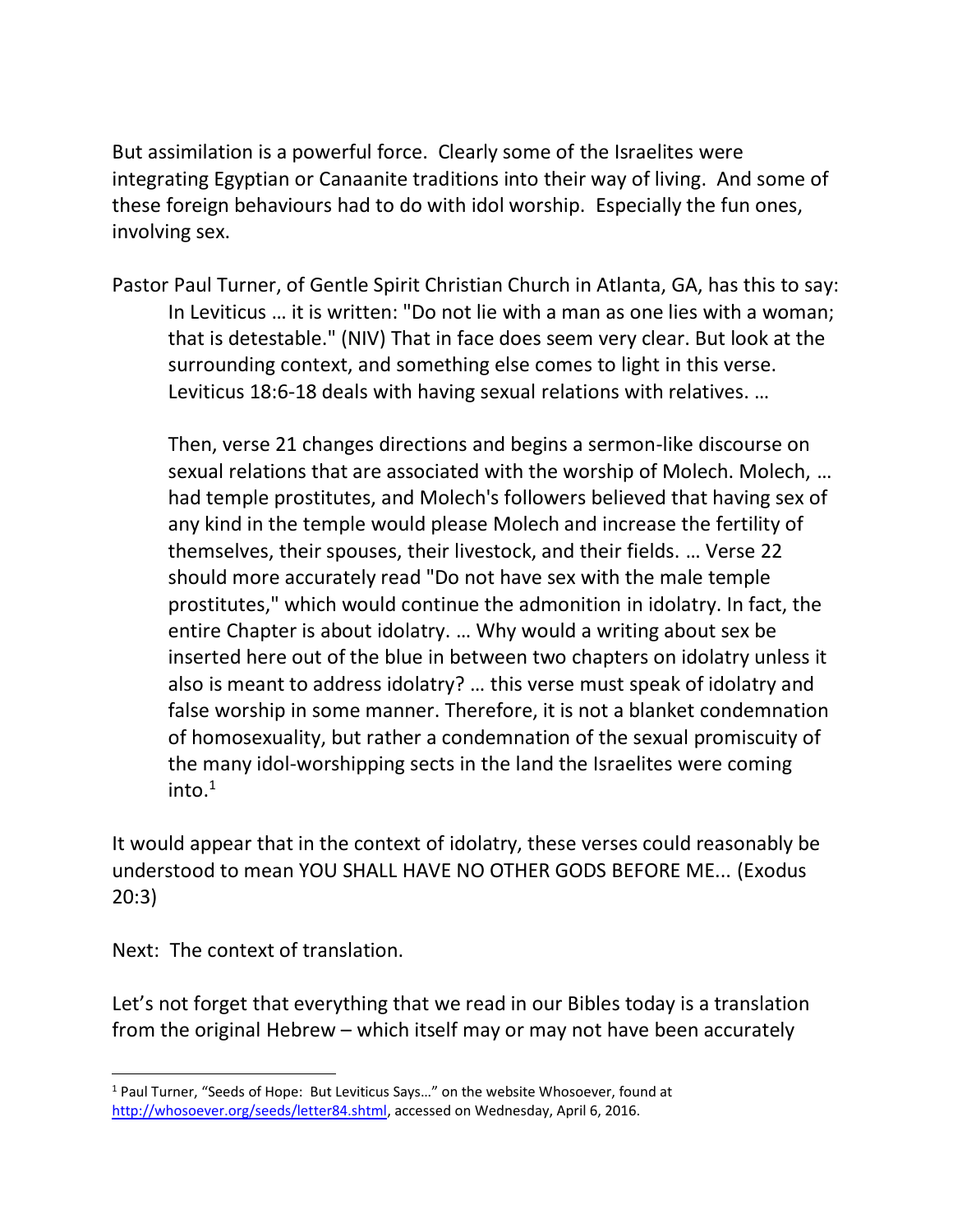But assimilation is a powerful force. Clearly some of the Israelites were integrating Egyptian or Canaanite traditions into their way of living. And some of these foreign behaviours had to do with idol worship. Especially the fun ones, involving sex.

Pastor Paul Turner, of Gentle Spirit Christian Church in Atlanta, GA, has this to say:

> In Leviticus … it is written: "Do not lie with a man as one lies with a woman; that is detestable." (NIV) That in face does seem very clear. But look at the surrounding context, and something else comes to light in this verse. Leviticus 18:6-18 deals with having sexual relations with relatives. …
>
> Then, verse 21 changes directions and begins a sermon-like discourse on sexual relations that are associated with the worship of Molech. Molech, … had temple prostitutes, and Molech's followers believed that having sex of any kind in the temple would please Molech and increase the fertility of themselves, their spouses, their livestock, and their fields. … Verse 22 should more accurately read "Do not have sex with the male temple prostitutes," which would continue the admonition in idolatry. In fact, the entire Chapter is about idolatry. … Why would a writing about sex be inserted here out of the blue in between two chapters on idolatry unless it also is meant to address idolatry? … this verse must speak of idolatry and false worship in some manner. Therefore, it is not a blanket condemnation of homosexuality, but rather a condemnation of the sexual promiscuity of the many idol-worshipping sects in the land the Israelites were coming into.[1]

It would appear that in the context of idolatry, these verses could reasonably be understood to mean YOU SHALL HAVE NO OTHER GODS BEFORE ME... (Exodus 20:3)

Next: The context of translation.

Let's not forget that everything that we read in our Bibles today is a translation from the original Hebrew – which itself may or may not have been accurately

---

[1] Paul Turner, "Seeds of Hope: But Leviticus Says…" on the website Whosoever, found at http://whosoever.org/seeds/letter84.shtml, accessed on Wednesday, April 6, 2016.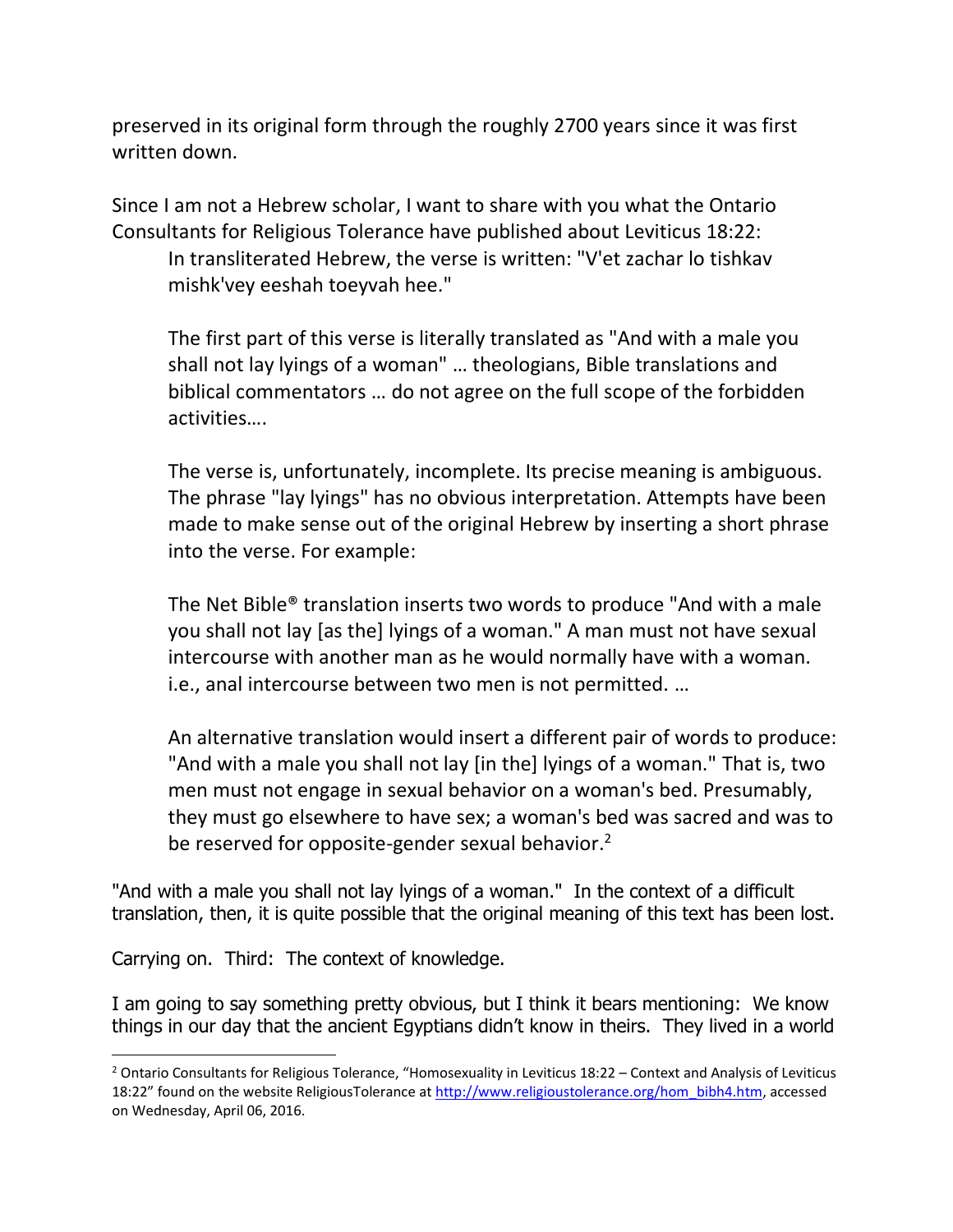preserved in its original form through the roughly 2700 years since it was first written down.

Since I am not a Hebrew scholar, I want to share with you what the Ontario Consultants for Religious Tolerance have published about Leviticus 18:22:

> In transliterated Hebrew, the verse is written: "V'et zachar lo tishkav mishk'vey eeshah toeyvah hee."
>
> The first part of this verse is literally translated as "And with a male you shall not lay lyings of a woman" … theologians, Bible translations and biblical commentators … do not agree on the full scope of the forbidden activities….
>
> The verse is, unfortunately, incomplete. Its precise meaning is ambiguous. The phrase "lay lyings" has no obvious interpretation. Attempts have been made to make sense out of the original Hebrew by inserting a short phrase into the verse. For example:
>
> The Net Bible® translation inserts two words to produce "And with a male you shall not lay [as the] lyings of a woman." A man must not have sexual intercourse with another man as he would normally have with a woman. i.e., anal intercourse between two men is not permitted. …
>
> An alternative translation would insert a different pair of words to produce: "And with a male you shall not lay [in the] lyings of a woman." That is, two men must not engage in sexual behavior on a woman's bed. Presumably, they must go elsewhere to have sex; a woman's bed was sacred and was to be reserved for opposite-gender sexual behavior.[2]

"And with a male you shall not lay lyings of a woman." In the context of a difficult translation, then, it is quite possible that the original meaning of this text has been lost.

Carrying on. Third: The context of knowledge.

I am going to say something pretty obvious, but I think it bears mentioning: We know things in our day that the ancient Egyptians didn't know in theirs. They lived in a world

[2] Ontario Consultants for Religious Tolerance, "Homosexuality in Leviticus 18:22 – Context and Analysis of Leviticus 18:22" found on the website ReligiousTolerance at http://www.religioustolerance.org/hom_bibh4.htm, accessed on Wednesday, April 06, 2016.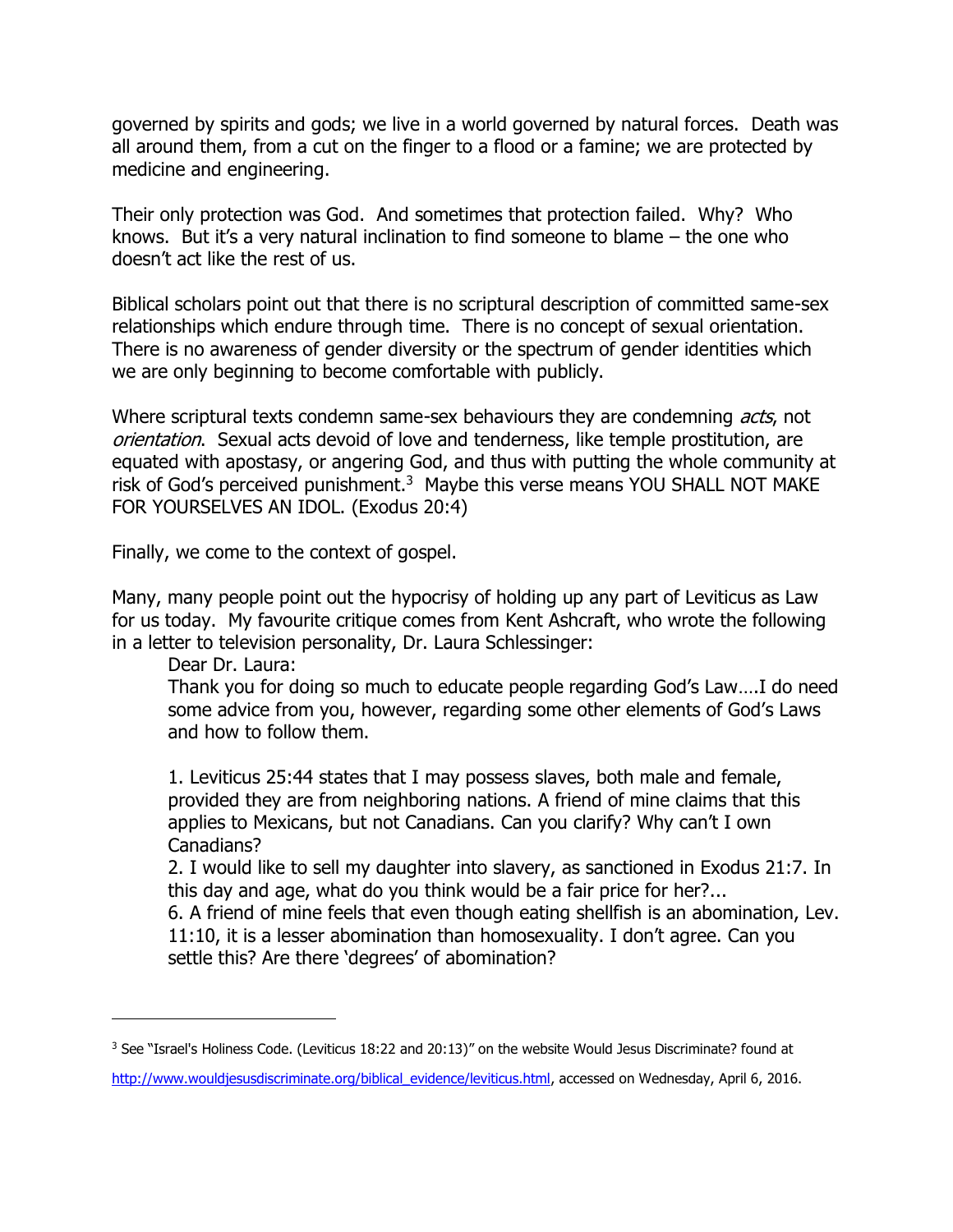governed by spirits and gods; we live in a world governed by natural forces. Death was all around them, from a cut on the finger to a flood or a famine; we are protected by medicine and engineering.

Their only protection was God. And sometimes that protection failed. Why? Who knows. But it's a very natural inclination to find someone to blame – the one who doesn't act like the rest of us.

Biblical scholars point out that there is no scriptural description of committed same-sex relationships which endure through time. There is no concept of sexual orientation. There is no awareness of gender diversity or the spectrum of gender identities which we are only beginning to become comfortable with publicly.

Where scriptural texts condemn same-sex behaviours they are condemning *acts*, not *orientation*. Sexual acts devoid of love and tenderness, like temple prostitution, are equated with apostasy, or angering God, and thus with putting the whole community at risk of God's perceived punishment.[3] Maybe this verse means YOU SHALL NOT MAKE FOR YOURSELVES AN IDOL. (Exodus 20:4)

Finally, we come to the context of gospel.

Many, many people point out the hypocrisy of holding up any part of Leviticus as Law for us today. My favourite critique comes from Kent Ashcraft, who wrote the following in a letter to television personality, Dr. Laura Schlessinger:

> Dear Dr. Laura:
>
> Thank you for doing so much to educate people regarding God's Law….I do need some advice from you, however, regarding some other elements of God's Laws and how to follow them.
>
> 1. Leviticus 25:44 states that I may possess slaves, both male and female, provided they are from neighboring nations. A friend of mine claims that this applies to Mexicans, but not Canadians. Can you clarify? Why can't I own Canadians?
> 2. I would like to sell my daughter into slavery, as sanctioned in Exodus 21:7. In this day and age, what do you think would be a fair price for her?...
> 6. A friend of mine feels that even though eating shellfish is an abomination, Lev. 11:10, it is a lesser abomination than homosexuality. I don't agree. Can you settle this? Are there 'degrees' of abomination?

---

[3] See "Israel's Holiness Code. (Leviticus 18:22 and 20:13)" on the website Would Jesus Discriminate? found at http://www.wouldjesusdiscriminate.org/biblical_evidence/leviticus.html, accessed on Wednesday, April 6, 2016.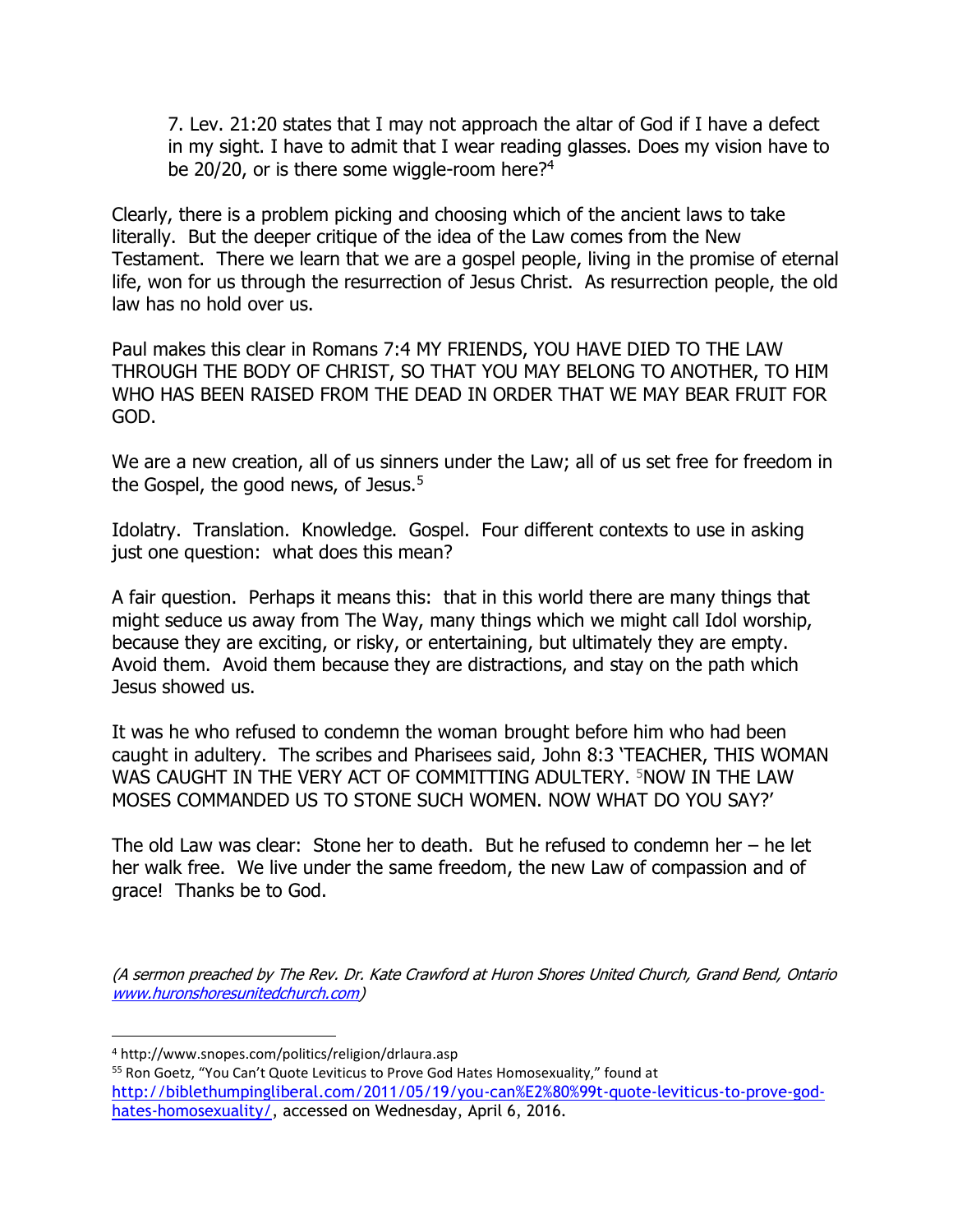7. Lev. 21:20 states that I may not approach the altar of God if I have a defect in my sight. I have to admit that I wear reading glasses. Does my vision have to be 20/20, or is there some wiggle-room here?[4]

Clearly, there is a problem picking and choosing which of the ancient laws to take literally. But the deeper critique of the idea of the Law comes from the New Testament. There we learn that we are a gospel people, living in the promise of eternal life, won for us through the resurrection of Jesus Christ. As resurrection people, the old law has no hold over us.

Paul makes this clear in Romans 7:4 MY FRIENDS, YOU HAVE DIED TO THE LAW THROUGH THE BODY OF CHRIST, SO THAT YOU MAY BELONG TO ANOTHER, TO HIM WHO HAS BEEN RAISED FROM THE DEAD IN ORDER THAT WE MAY BEAR FRUIT FOR GOD.

We are a new creation, all of us sinners under the Law; all of us set free for freedom in the Gospel, the good news, of Jesus.[5]

Idolatry. Translation. Knowledge. Gospel. Four different contexts to use in asking just one question: what does this mean?

A fair question. Perhaps it means this: that in this world there are many things that might seduce us away from The Way, many things which we might call Idol worship, because they are exciting, or risky, or entertaining, but ultimately they are empty. Avoid them. Avoid them because they are distractions, and stay on the path which Jesus showed us.

It was he who refused to condemn the woman brought before him who had been caught in adultery. The scribes and Pharisees said, John 8:3 'TEACHER, THIS WOMAN WAS CAUGHT IN THE VERY ACT OF COMMITTING ADULTERY. [5]NOW IN THE LAW MOSES COMMANDED US TO STONE SUCH WOMEN. NOW WHAT DO YOU SAY?'

The old Law was clear: Stone her to death. But he refused to condemn her – he let her walk free. We live under the same freedom, the new Law of compassion and of grace! Thanks be to God.

*(A sermon preached by The Rev. Dr. Kate Crawford at Huron Shores United Church, Grand Bend, Ontario [www.huronshoresunitedchurch.com](www.huronshoresunitedchurch.com))*

---

[4] http://www.snopes.com/politics/religion/drlaura.asp

[5] Ron Goetz, "You Can't Quote Leviticus to Prove God Hates Homosexuality," found at [http://biblethumpingliberal.com/2011/05/19/you-can%E2%80%99t-quote-leviticus-to-prove-god-hates-homosexuality/](http://biblethumpingliberal.com/2011/05/19/you-can%E2%80%99t-quote-leviticus-to-prove-god-hates-homosexuality/), accessed on Wednesday, April 6, 2016.